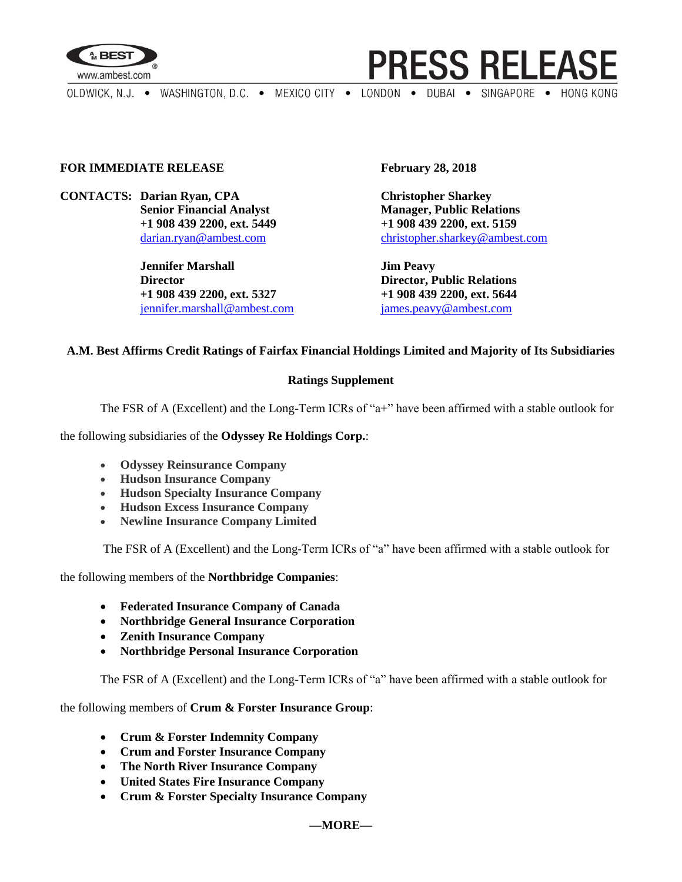**FOR IMMEDIATE RELEASE**

**February 28, 2018**

**CONTACTS:**

**Darian Ryan, CPA**
**Senior Financial Analyst**
**+1 908 439 2200, ext. 5449**
darian.ryan@ambest.com

**Christopher Sharkey**
**Manager, Public Relations**
**+1 908 439 2200, ext. 5159**
christopher.sharkey@ambest.com

**Jennifer Marshall**
**Director**
**+1 908 439 2200, ext. 5327**
jennifer.marshall@ambest.com

**Jim Peavy**
**Director, Public Relations**
**+1 908 439 2200, ext. 5644**
james.peavy@ambest.com

## A.M. Best Affirms Credit Ratings of Fairfax Financial Holdings Limited and Majority of Its Subsidiaries

### Ratings Supplement

The FSR of A (Excellent) and the Long-Term ICRs of "a+" have been affirmed with a stable outlook for the following subsidiaries of the **Odyssey Re Holdings Corp.**:

- **Odyssey Reinsurance Company**
- **Hudson Insurance Company**
- **Hudson Specialty Insurance Company**
- **Hudson Excess Insurance Company**
- **Newline Insurance Company Limited**

The FSR of A (Excellent) and the Long-Term ICRs of "a" have been affirmed with a stable outlook for the following members of the **Northbridge Companies**:

- **Federated Insurance Company of Canada**
- **Northbridge General Insurance Corporation**
- **Zenith Insurance Company**
- **Northbridge Personal Insurance Corporation**

The FSR of A (Excellent) and the Long-Term ICRs of "a" have been affirmed with a stable outlook for the following members of **Crum & Forster Insurance Group**:

- **Crum & Forster Indemnity Company**
- **Crum and Forster Insurance Company**
- **The North River Insurance Company**
- **United States Fire Insurance Company**
- **Crum & Forster Specialty Insurance Company**

**—MORE—**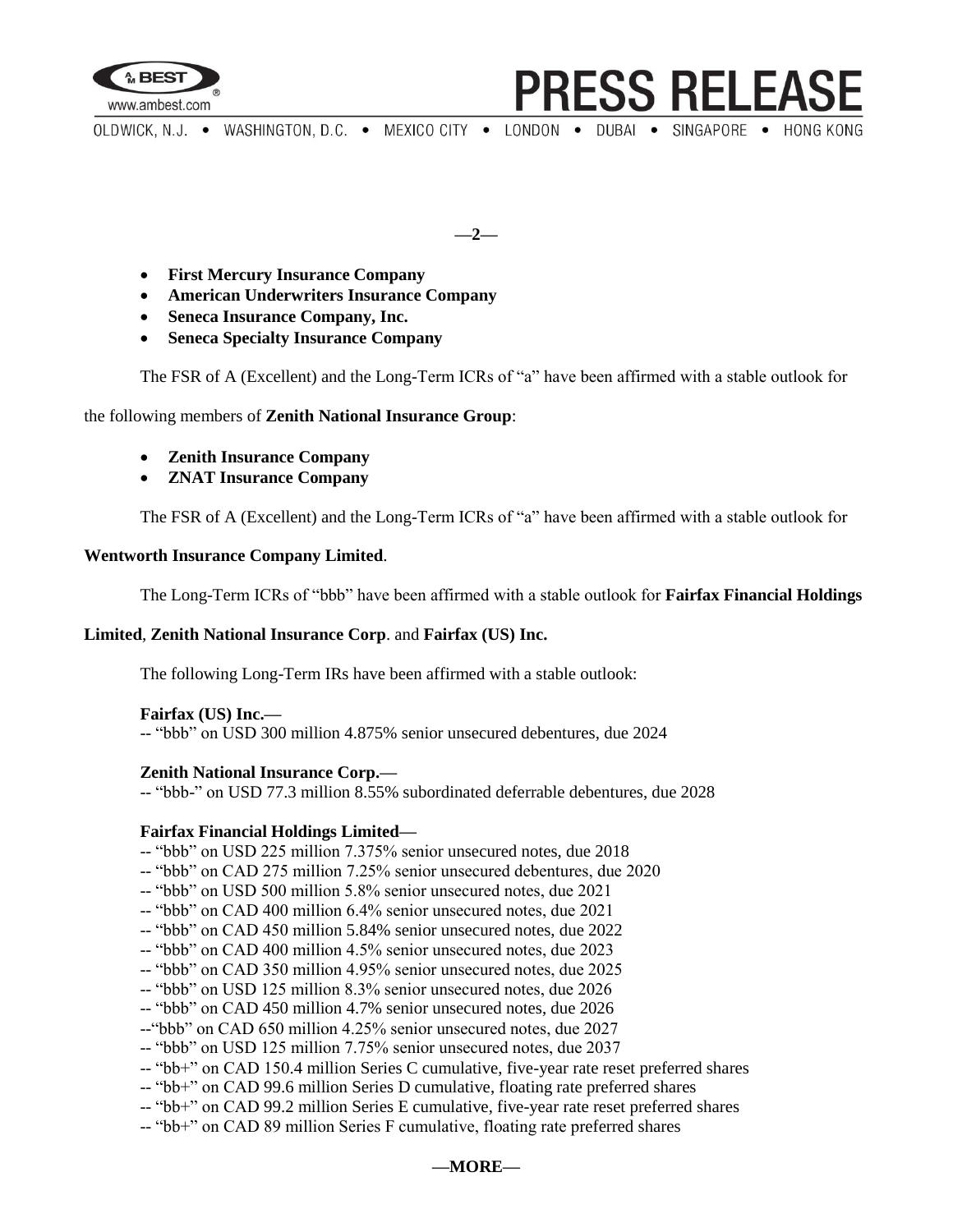- **First Mercury Insurance Company**
- **American Underwriters Insurance Company**
- **Seneca Insurance Company, Inc.**
- **Seneca Specialty Insurance Company**

The FSR of A (Excellent) and the Long-Term ICRs of "a" have been affirmed with a stable outlook for the following members of **Zenith National Insurance Group**:

- **Zenith Insurance Company**
- **ZNAT Insurance Company**

The FSR of A (Excellent) and the Long-Term ICRs of "a" have been affirmed with a stable outlook for **Wentworth Insurance Company Limited**.

The Long-Term ICRs of "bbb" have been affirmed with a stable outlook for **Fairfax Financial Holdings Limited**, **Zenith National Insurance Corp**. and **Fairfax (US) Inc.**

The following Long-Term IRs have been affirmed with a stable outlook:

**Fairfax (US) Inc.—**
-- "bbb" on USD 300 million 4.875% senior unsecured debentures, due 2024

**Zenith National Insurance Corp.—**
-- "bbb-" on USD 77.3 million 8.55% subordinated deferrable debentures, due 2028

**Fairfax Financial Holdings Limited—**
-- "bbb" on USD 225 million 7.375% senior unsecured notes, due 2018
-- "bbb" on CAD 275 million 7.25% senior unsecured debentures, due 2020
-- "bbb" on USD 500 million 5.8% senior unsecured notes, due 2021
-- "bbb" on CAD 400 million 6.4% senior unsecured notes, due 2021
-- "bbb" on CAD 450 million 5.84% senior unsecured notes, due 2022
-- "bbb" on CAD 400 million 4.5% senior unsecured notes, due 2023
-- "bbb" on CAD 350 million 4.95% senior unsecured notes, due 2025
-- "bbb" on USD 125 million 8.3% senior unsecured notes, due 2026
-- "bbb" on CAD 450 million 4.7% senior unsecured notes, due 2026
--"bbb" on CAD 650 million 4.25% senior unsecured notes, due 2027
-- "bbb" on USD 125 million 7.75% senior unsecured notes, due 2037
-- "bb+" on CAD 150.4 million Series C cumulative, five-year rate reset preferred shares
-- "bb+" on CAD 99.6 million Series D cumulative, floating rate preferred shares
-- "bb+" on CAD 99.2 million Series E cumulative, five-year rate reset preferred shares
-- "bb+" on CAD 89 million Series F cumulative, floating rate preferred shares

**—MORE—**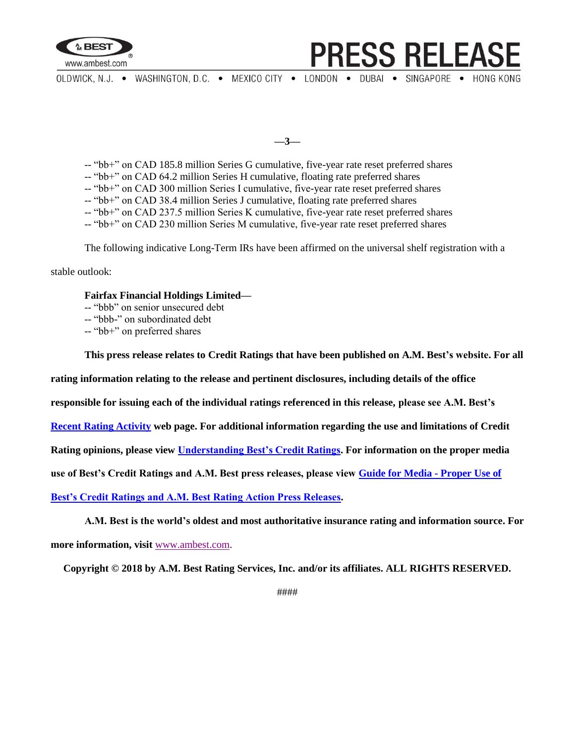-- "bb+" on CAD 185.8 million Series G cumulative, five-year rate reset preferred shares
-- "bb+" on CAD 64.2 million Series H cumulative, floating rate preferred shares
-- "bb+" on CAD 300 million Series I cumulative, five-year rate reset preferred shares
-- "bb+" on CAD 38.4 million Series J cumulative, floating rate preferred shares
-- "bb+" on CAD 237.5 million Series K cumulative, five-year rate reset preferred shares
-- "bb+" on CAD 230 million Series M cumulative, five-year rate reset preferred shares

The following indicative Long-Term IRs have been affirmed on the universal shelf registration with a stable outlook:

**Fairfax Financial Holdings Limited—**
-- "bbb" on senior unsecured debt
-- "bbb-" on subordinated debt
-- "bb+" on preferred shares

**This press release relates to Credit Ratings that have been published on A.M. Best's website. For all rating information relating to the release and pertinent disclosures, including details of the office responsible for issuing each of the individual ratings referenced in this release, please see A.M. Best's Recent Rating Activity web page. For additional information regarding the use and limitations of Credit Rating opinions, please view Understanding Best's Credit Ratings. For information on the proper media use of Best's Credit Ratings and A.M. Best press releases, please view Guide for Media - Proper Use of Best's Credit Ratings and A.M. Best Rating Action Press Releases.**

**A.M. Best is the world's oldest and most authoritative insurance rating and information source. For more information, visit** www.ambest.com.

**Copyright © 2018 by A.M. Best Rating Services, Inc. and/or its affiliates. ALL RIGHTS RESERVED.**

####